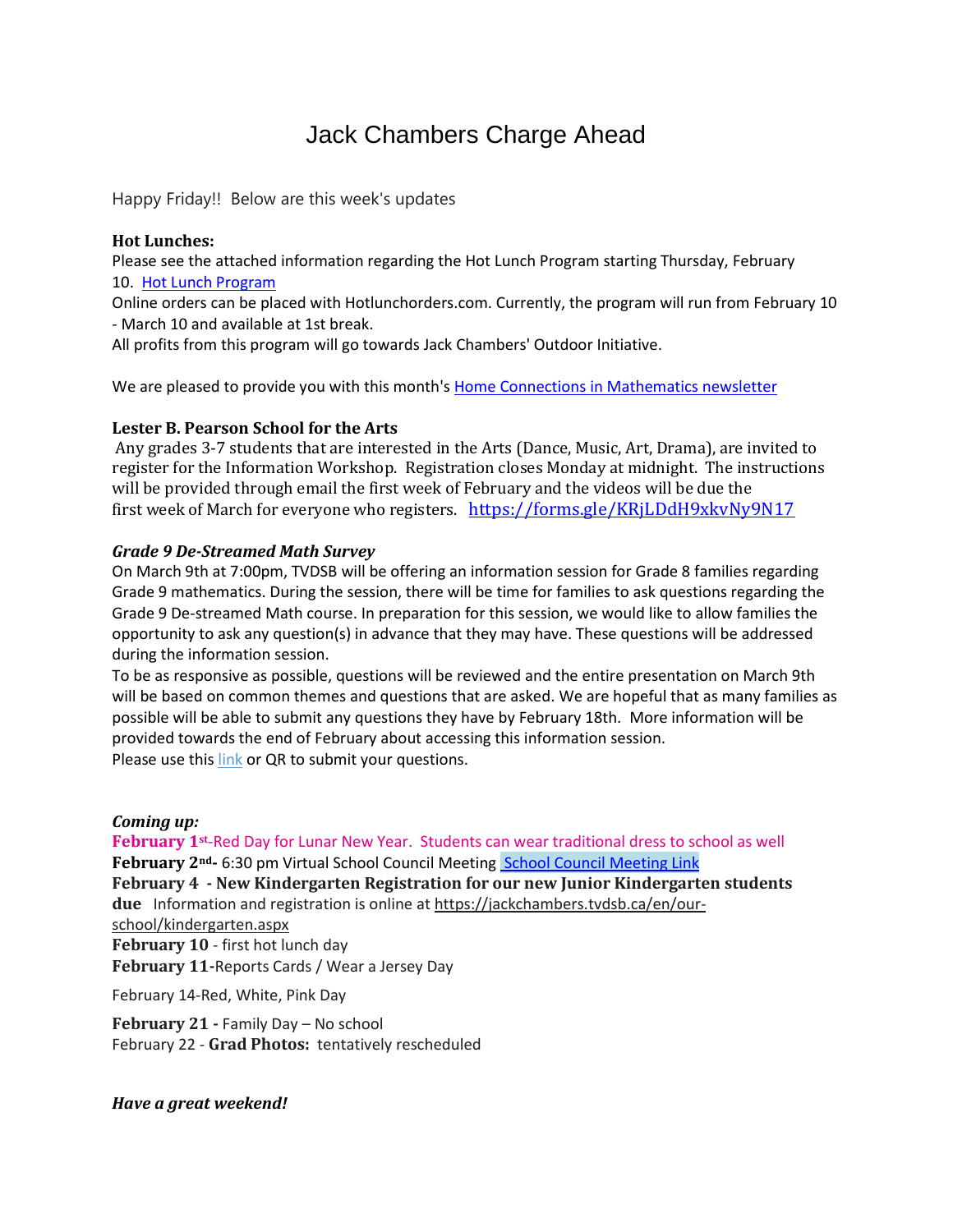# Jack Chambers Charge Ahead

Happy Friday!! Below are this week's updates

**Hot Lunches:**
Please see the attached information regarding the Hot Lunch Program starting Thursday, February 10. [Hot Lunch Program]
Online orders can be placed with Hotlunchorders.com. Currently, the program will run from February 10 - March 10 and available at 1st break.
All profits from this program will go towards Jack Chambers' Outdoor Initiative.

We are pleased to provide you with this month's [Home Connections in Mathematics newsletter]

**Lester B. Pearson School for the Arts**
Any grades 3-7 students that are interested in the Arts (Dance, Music, Art, Drama), are invited to register for the Information Workshop. Registration closes Monday at midnight. The instructions will be provided through email the first week of February and the videos will be due the first week of March for everyone who registers. https://forms.gle/KRjLDdH9xkvNy9N17

***Grade 9 De-Streamed Math Survey***
On March 9th at 7:00pm, TVDSB will be offering an information session for Grade 8 families regarding Grade 9 mathematics. During the session, there will be time for families to ask questions regarding the Grade 9 De-streamed Math course. In preparation for this session, we would like to allow families the opportunity to ask any question(s) in advance that they may have. These questions will be addressed during the information session.
To be as responsive as possible, questions will be reviewed and the entire presentation on March 9th will be based on common themes and questions that are asked. We are hopeful that as many families as possible will be able to submit any questions they have by February 18th. More information will be provided towards the end of February about accessing this information session.
Please use this [link] or QR to submit your questions.

***Coming up:***
**February 1st**-Red Day for Lunar New Year. Students can wear traditional dress to school as well
**February 2nd-** 6:30 pm Virtual School Council Meeting [School Council Meeting Link]
**February 4 - New Kindergarten Registration for our new Junior Kindergarten students due** Information and registration is online at https://jackchambers.tvdsb.ca/en/our-school/kindergarten.aspx
**February 10** - first hot lunch day
**February 11**-Reports Cards / Wear a Jersey Day
February 14-Red, White, Pink Day
**February 21** - Family Day – No school
February 22 - **Grad Photos:** tentatively rescheduled

***Have a great weekend!***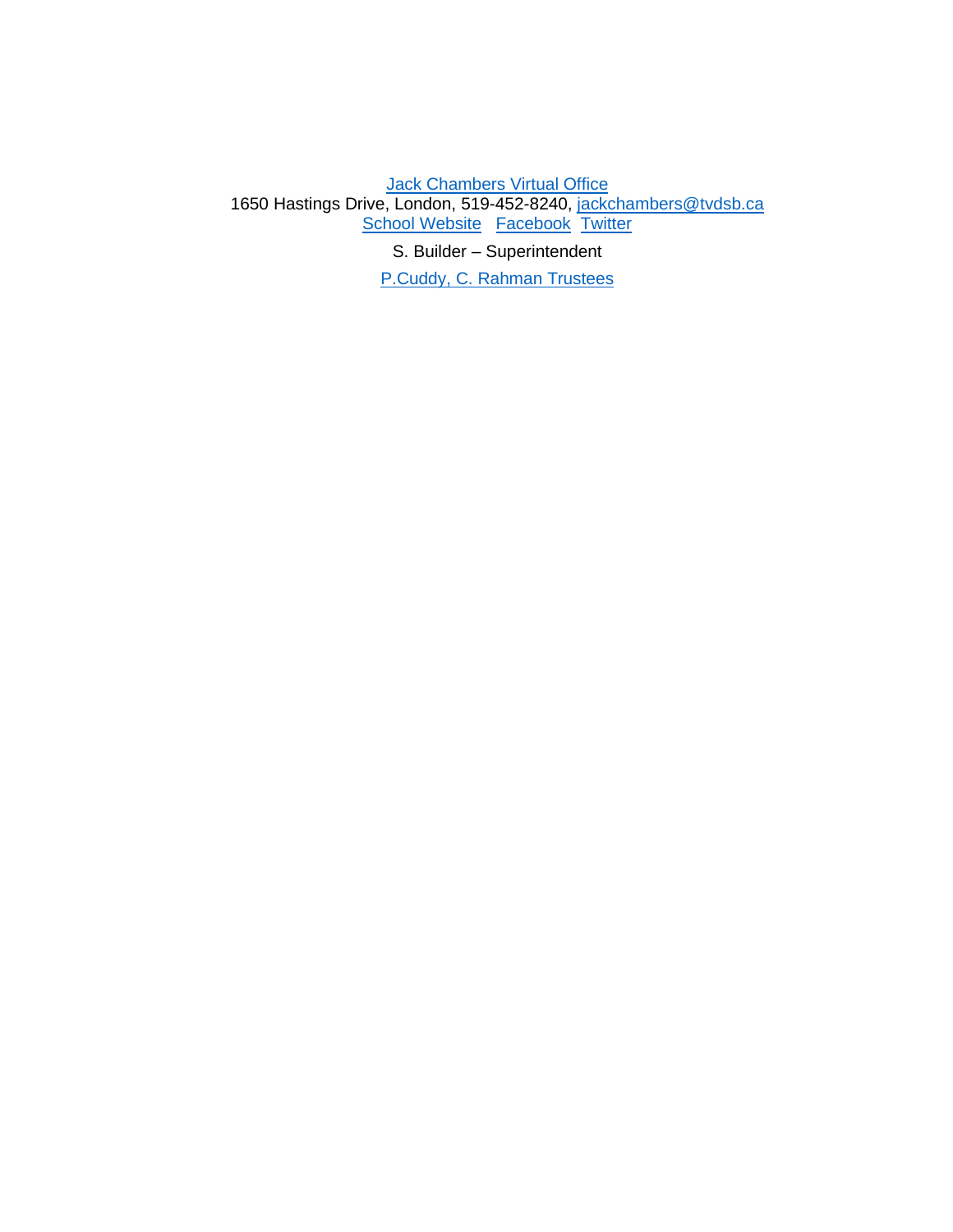Jack Chambers Virtual Office
1650 Hastings Drive, London, 519-452-8240, jackchambers@tvdsb.ca
School Website   Facebook  Twitter

S. Builder – Superintendent

P.Cuddy, C. Rahman Trustees